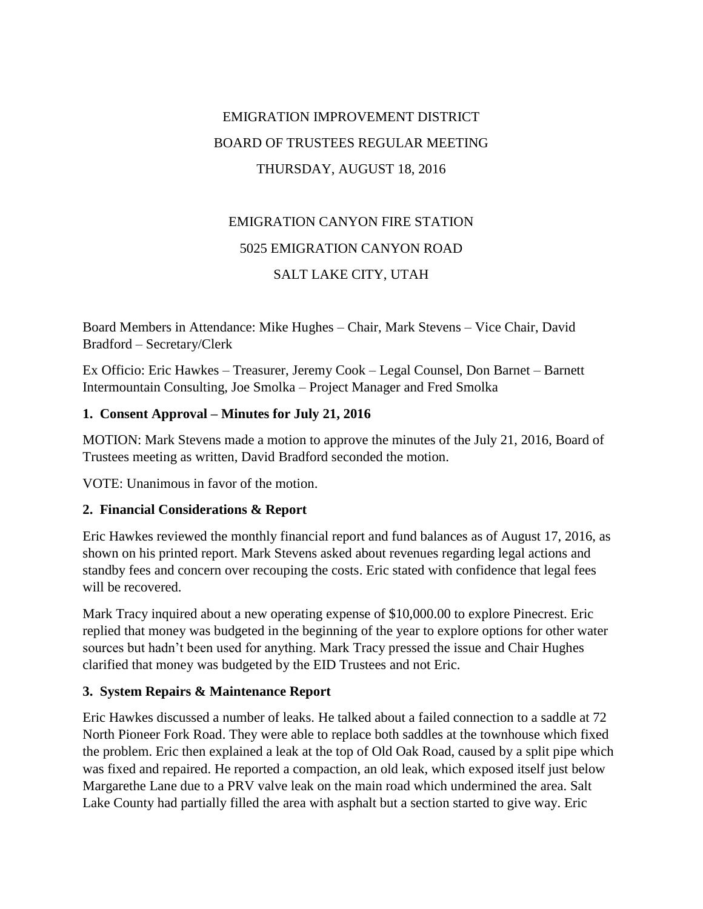EMIGRATION IMPROVEMENT DISTRICT

BOARD OF TRUSTEES REGULAR MEETING

THURSDAY, AUGUST 18, 2016

EMIGRATION CANYON FIRE STATION

5025 EMIGRATION CANYON ROAD

SALT LAKE CITY, UTAH

Board Members in Attendance: Mike Hughes – Chair, Mark Stevens – Vice Chair, David Bradford – Secretary/Clerk

Ex Officio: Eric Hawkes – Treasurer, Jeremy Cook – Legal Counsel, Don Barnet – Barnett Intermountain Consulting, Joe Smolka – Project Manager and Fred Smolka

**1. Consent Approval – Minutes for July 21, 2016**

MOTION: Mark Stevens made a motion to approve the minutes of the July 21, 2016, Board of Trustees meeting as written, David Bradford seconded the motion.

VOTE: Unanimous in favor of the motion.

**2. Financial Considerations & Report**

Eric Hawkes reviewed the monthly financial report and fund balances as of August 17, 2016, as shown on his printed report. Mark Stevens asked about revenues regarding legal actions and standby fees and concern over recouping the costs. Eric stated with confidence that legal fees will be recovered.

Mark Tracy inquired about a new operating expense of $10,000.00 to explore Pinecrest. Eric replied that money was budgeted in the beginning of the year to explore options for other water sources but hadn't been used for anything. Mark Tracy pressed the issue and Chair Hughes clarified that money was budgeted by the EID Trustees and not Eric.

**3. System Repairs & Maintenance Report**

Eric Hawkes discussed a number of leaks. He talked about a failed connection to a saddle at 72 North Pioneer Fork Road. They were able to replace both saddles at the townhouse which fixed the problem. Eric then explained a leak at the top of Old Oak Road, caused by a split pipe which was fixed and repaired. He reported a compaction, an old leak, which exposed itself just below Margarethe Lane due to a PRV valve leak on the main road which undermined the area. Salt Lake County had partially filled the area with asphalt but a section started to give way. Eric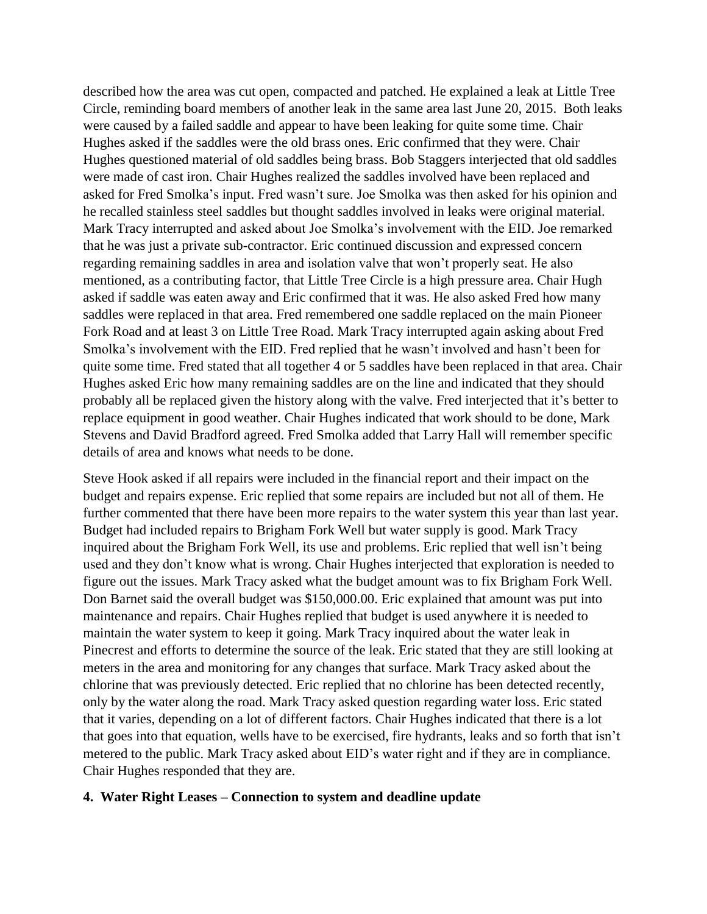described how the area was cut open, compacted and patched. He explained a leak at Little Tree Circle, reminding board members of another leak in the same area last June 20, 2015. Both leaks were caused by a failed saddle and appear to have been leaking for quite some time. Chair Hughes asked if the saddles were the old brass ones. Eric confirmed that they were. Chair Hughes questioned material of old saddles being brass. Bob Staggers interjected that old saddles were made of cast iron. Chair Hughes realized the saddles involved have been replaced and asked for Fred Smolka's input. Fred wasn't sure. Joe Smolka was then asked for his opinion and he recalled stainless steel saddles but thought saddles involved in leaks were original material. Mark Tracy interrupted and asked about Joe Smolka's involvement with the EID. Joe remarked that he was just a private sub-contractor. Eric continued discussion and expressed concern regarding remaining saddles in area and isolation valve that won't properly seat. He also mentioned, as a contributing factor, that Little Tree Circle is a high pressure area. Chair Hugh asked if saddle was eaten away and Eric confirmed that it was. He also asked Fred how many saddles were replaced in that area. Fred remembered one saddle replaced on the main Pioneer Fork Road and at least 3 on Little Tree Road. Mark Tracy interrupted again asking about Fred Smolka's involvement with the EID. Fred replied that he wasn't involved and hasn't been for quite some time. Fred stated that all together 4 or 5 saddles have been replaced in that area. Chair Hughes asked Eric how many remaining saddles are on the line and indicated that they should probably all be replaced given the history along with the valve. Fred interjected that it's better to replace equipment in good weather. Chair Hughes indicated that work should to be done, Mark Stevens and David Bradford agreed. Fred Smolka added that Larry Hall will remember specific details of area and knows what needs to be done.

Steve Hook asked if all repairs were included in the financial report and their impact on the budget and repairs expense. Eric replied that some repairs are included but not all of them. He further commented that there have been more repairs to the water system this year than last year. Budget had included repairs to Brigham Fork Well but water supply is good. Mark Tracy inquired about the Brigham Fork Well, its use and problems. Eric replied that well isn't being used and they don't know what is wrong. Chair Hughes interjected that exploration is needed to figure out the issues. Mark Tracy asked what the budget amount was to fix Brigham Fork Well. Don Barnet said the overall budget was $150,000.00. Eric explained that amount was put into maintenance and repairs. Chair Hughes replied that budget is used anywhere it is needed to maintain the water system to keep it going. Mark Tracy inquired about the water leak in Pinecrest and efforts to determine the source of the leak. Eric stated that they are still looking at meters in the area and monitoring for any changes that surface. Mark Tracy asked about the chlorine that was previously detected. Eric replied that no chlorine has been detected recently, only by the water along the road. Mark Tracy asked question regarding water loss. Eric stated that it varies, depending on a lot of different factors. Chair Hughes indicated that there is a lot that goes into that equation, wells have to be exercised, fire hydrants, leaks and so forth that isn't metered to the public. Mark Tracy asked about EID's water right and if they are in compliance. Chair Hughes responded that they are.

**4. Water Right Leases – Connection to system and deadline update**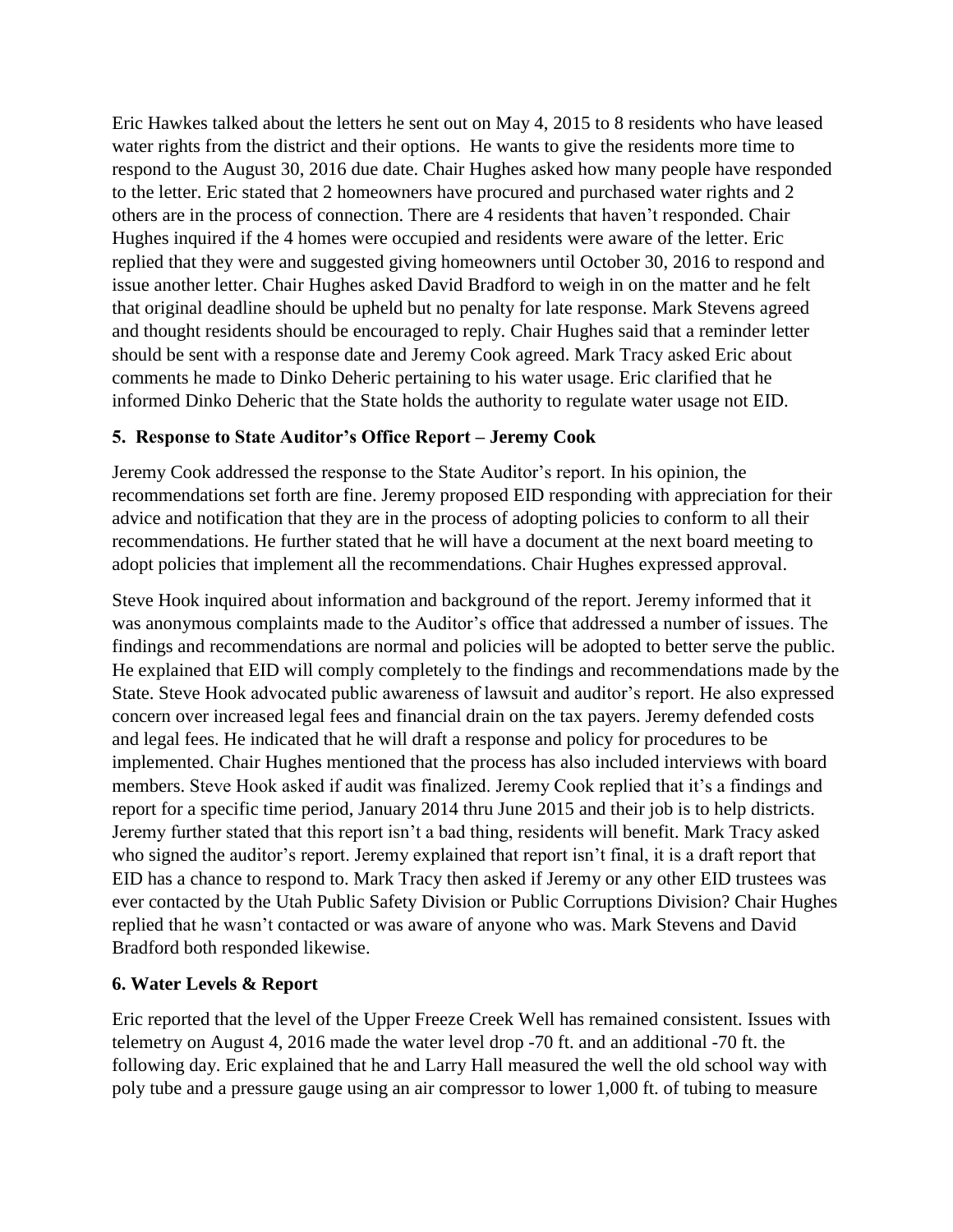Eric Hawkes talked about the letters he sent out on May 4, 2015 to 8 residents who have leased water rights from the district and their options. He wants to give the residents more time to respond to the August 30, 2016 due date. Chair Hughes asked how many people have responded to the letter. Eric stated that 2 homeowners have procured and purchased water rights and 2 others are in the process of connection. There are 4 residents that haven't responded. Chair Hughes inquired if the 4 homes were occupied and residents were aware of the letter. Eric replied that they were and suggested giving homeowners until October 30, 2016 to respond and issue another letter. Chair Hughes asked David Bradford to weigh in on the matter and he felt that original deadline should be upheld but no penalty for late response. Mark Stevens agreed and thought residents should be encouraged to reply. Chair Hughes said that a reminder letter should be sent with a response date and Jeremy Cook agreed. Mark Tracy asked Eric about comments he made to Dinko Deheric pertaining to his water usage. Eric clarified that he informed Dinko Deheric that the State holds the authority to regulate water usage not EID.

**5. Response to State Auditor's Office Report – Jeremy Cook**

Jeremy Cook addressed the response to the State Auditor's report. In his opinion, the recommendations set forth are fine. Jeremy proposed EID responding with appreciation for their advice and notification that they are in the process of adopting policies to conform to all their recommendations. He further stated that he will have a document at the next board meeting to adopt policies that implement all the recommendations. Chair Hughes expressed approval.

Steve Hook inquired about information and background of the report. Jeremy informed that it was anonymous complaints made to the Auditor's office that addressed a number of issues. The findings and recommendations are normal and policies will be adopted to better serve the public. He explained that EID will comply completely to the findings and recommendations made by the State. Steve Hook advocated public awareness of lawsuit and auditor's report. He also expressed concern over increased legal fees and financial drain on the tax payers. Jeremy defended costs and legal fees. He indicated that he will draft a response and policy for procedures to be implemented. Chair Hughes mentioned that the process has also included interviews with board members. Steve Hook asked if audit was finalized. Jeremy Cook replied that it's a findings and report for a specific time period, January 2014 thru June 2015 and their job is to help districts. Jeremy further stated that this report isn't a bad thing, residents will benefit. Mark Tracy asked who signed the auditor's report. Jeremy explained that report isn't final, it is a draft report that EID has a chance to respond to. Mark Tracy then asked if Jeremy or any other EID trustees was ever contacted by the Utah Public Safety Division or Public Corruptions Division? Chair Hughes replied that he wasn't contacted or was aware of anyone who was. Mark Stevens and David Bradford both responded likewise.

**6. Water Levels & Report**

Eric reported that the level of the Upper Freeze Creek Well has remained consistent. Issues with telemetry on August 4, 2016 made the water level drop -70 ft. and an additional -70 ft. the following day. Eric explained that he and Larry Hall measured the well the old school way with poly tube and a pressure gauge using an air compressor to lower 1,000 ft. of tubing to measure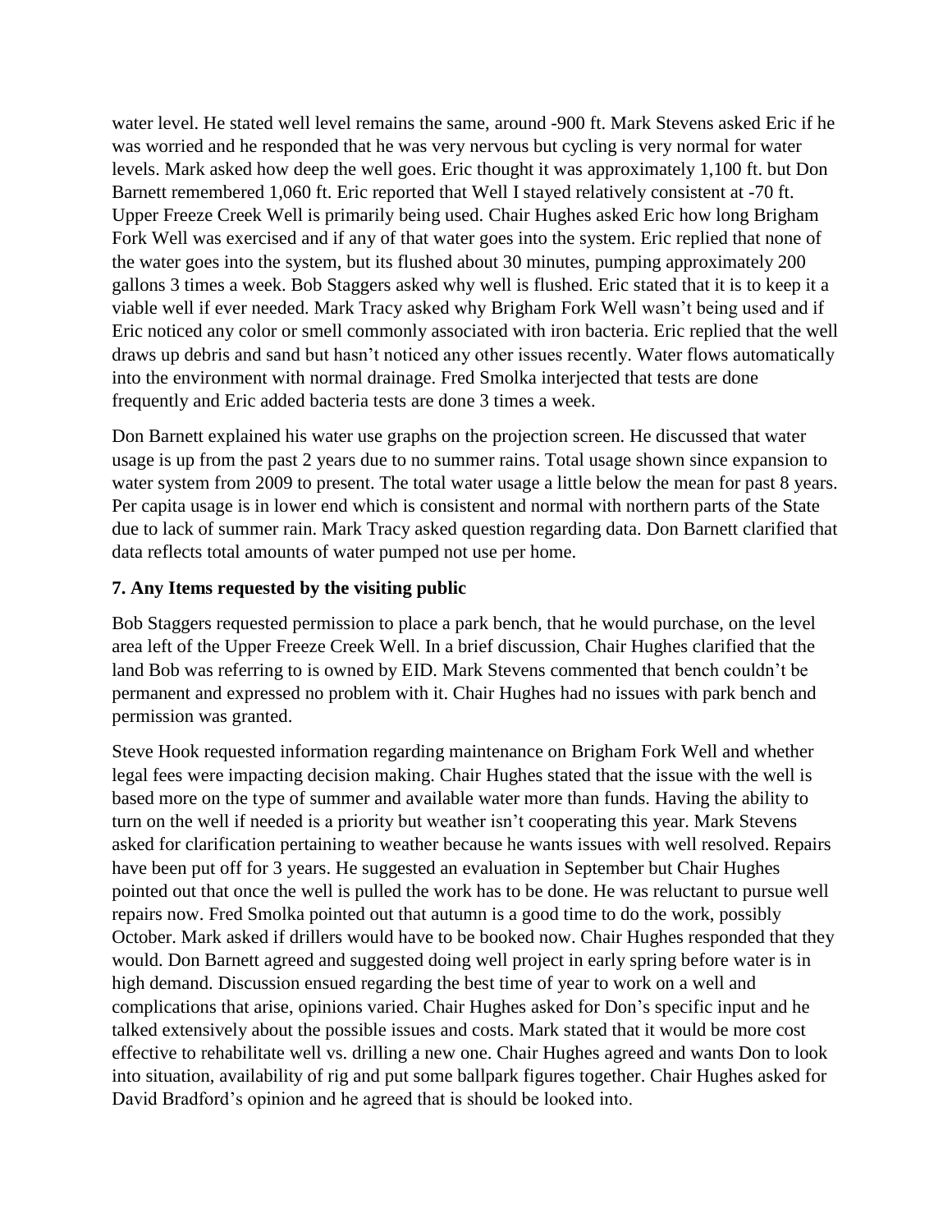water level. He stated well level remains the same, around -900 ft. Mark Stevens asked Eric if he was worried and he responded that he was very nervous but cycling is very normal for water levels. Mark asked how deep the well goes. Eric thought it was approximately 1,100 ft. but Don Barnett remembered 1,060 ft. Eric reported that Well I stayed relatively consistent at -70 ft. Upper Freeze Creek Well is primarily being used. Chair Hughes asked Eric how long Brigham Fork Well was exercised and if any of that water goes into the system. Eric replied that none of the water goes into the system, but its flushed about 30 minutes, pumping approximately 200 gallons 3 times a week. Bob Staggers asked why well is flushed. Eric stated that it is to keep it a viable well if ever needed. Mark Tracy asked why Brigham Fork Well wasn't being used and if Eric noticed any color or smell commonly associated with iron bacteria. Eric replied that the well draws up debris and sand but hasn't noticed any other issues recently. Water flows automatically into the environment with normal drainage. Fred Smolka interjected that tests are done frequently and Eric added bacteria tests are done 3 times a week.

Don Barnett explained his water use graphs on the projection screen. He discussed that water usage is up from the past 2 years due to no summer rains. Total usage shown since expansion to water system from 2009 to present. The total water usage a little below the mean for past 8 years. Per capita usage is in lower end which is consistent and normal with northern parts of the State due to lack of summer rain. Mark Tracy asked question regarding data. Don Barnett clarified that data reflects total amounts of water pumped not use per home.

### 7. Any Items requested by the visiting public

Bob Staggers requested permission to place a park bench, that he would purchase, on the level area left of the Upper Freeze Creek Well. In a brief discussion, Chair Hughes clarified that the land Bob was referring to is owned by EID. Mark Stevens commented that bench couldn't be permanent and expressed no problem with it. Chair Hughes had no issues with park bench and permission was granted.

Steve Hook requested information regarding maintenance on Brigham Fork Well and whether legal fees were impacting decision making. Chair Hughes stated that the issue with the well is based more on the type of summer and available water more than funds. Having the ability to turn on the well if needed is a priority but weather isn't cooperating this year. Mark Stevens asked for clarification pertaining to weather because he wants issues with well resolved. Repairs have been put off for 3 years. He suggested an evaluation in September but Chair Hughes pointed out that once the well is pulled the work has to be done. He was reluctant to pursue well repairs now. Fred Smolka pointed out that autumn is a good time to do the work, possibly October. Mark asked if drillers would have to be booked now. Chair Hughes responded that they would. Don Barnett agreed and suggested doing well project in early spring before water is in high demand. Discussion ensued regarding the best time of year to work on a well and complications that arise, opinions varied. Chair Hughes asked for Don's specific input and he talked extensively about the possible issues and costs. Mark stated that it would be more cost effective to rehabilitate well vs. drilling a new one. Chair Hughes agreed and wants Don to look into situation, availability of rig and put some ballpark figures together. Chair Hughes asked for David Bradford's opinion and he agreed that is should be looked into.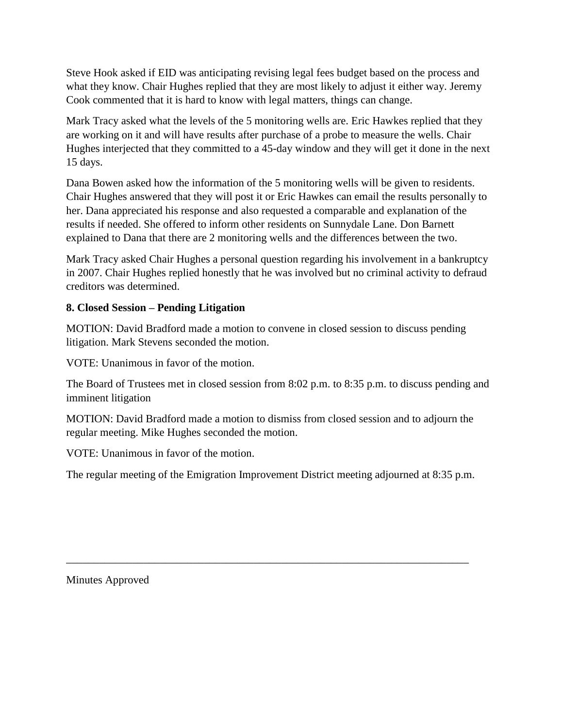Steve Hook asked if EID was anticipating revising legal fees budget based on the process and what they know. Chair Hughes replied that they are most likely to adjust it either way. Jeremy Cook commented that it is hard to know with legal matters, things can change.

Mark Tracy asked what the levels of the 5 monitoring wells are. Eric Hawkes replied that they are working on it and will have results after purchase of a probe to measure the wells. Chair Hughes interjected that they committed to a 45-day window and they will get it done in the next 15 days.

Dana Bowen asked how the information of the 5 monitoring wells will be given to residents. Chair Hughes answered that they will post it or Eric Hawkes can email the results personally to her. Dana appreciated his response and also requested a comparable and explanation of the results if needed. She offered to inform other residents on Sunnydale Lane. Don Barnett explained to Dana that there are 2 monitoring wells and the differences between the two.

Mark Tracy asked Chair Hughes a personal question regarding his involvement in a bankruptcy in 2007. Chair Hughes replied honestly that he was involved but no criminal activity to defraud creditors was determined.

**8. Closed Session – Pending Litigation**

MOTION: David Bradford made a motion to convene in closed session to discuss pending litigation. Mark Stevens seconded the motion.

VOTE: Unanimous in favor of the motion.

The Board of Trustees met in closed session from 8:02 p.m. to 8:35 p.m. to discuss pending and imminent litigation

MOTION: David Bradford made a motion to dismiss from closed session and to adjourn the regular meeting. Mike Hughes seconded the motion.

VOTE: Unanimous in favor of the motion.

The regular meeting of the Emigration Improvement District meeting adjourned at 8:35 p.m.

\_\_\_\_\_\_\_\_\_\_\_\_\_\_\_\_\_\_\_\_\_\_\_\_\_\_\_\_\_\_\_\_\_\_\_\_\_\_\_\_\_\_\_\_\_\_\_\_\_\_\_\_\_\_\_\_\_\_\_\_\_\_\_\_\_\_\_\_\_\_

Minutes Approved